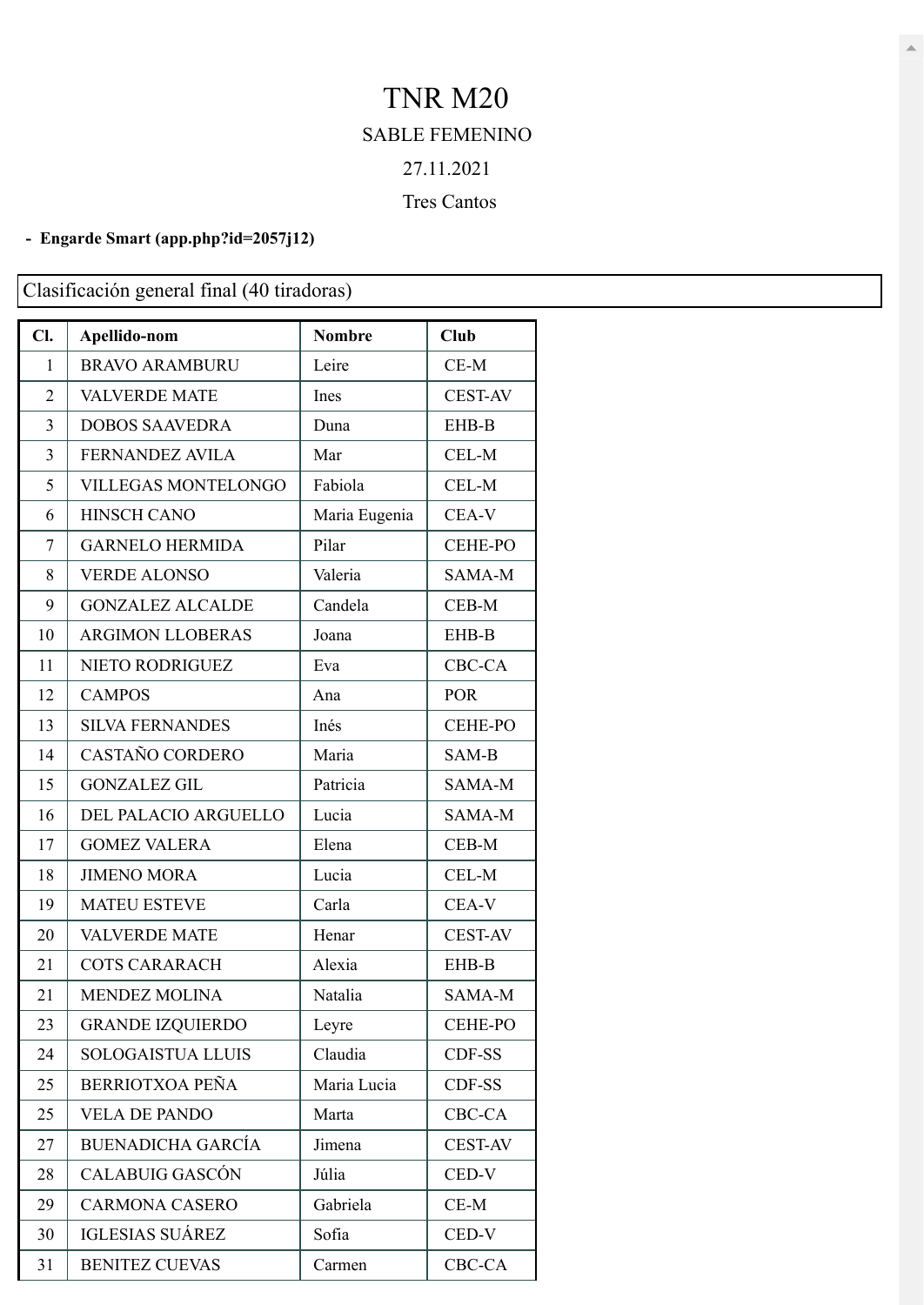# TNR M20

SABLE FEMENINO

27.11.2021

Tres Cantos

- **Engarde Smart (app.php?id=2057j12)**

Clasificación general final (40 tiradoras)

| Cl. | Apellido-nom | Nombre | Club |
|---|---|---|---|
| 1 | BRAVO ARAMBURU | Leire | CE-M |
| 2 | VALVERDE MATE | Ines | CEST-AV |
| 3 | DOBOS SAAVEDRA | Duna | EHB-B |
| 3 | FERNANDEZ AVILA | Mar | CEL-M |
| 5 | VILLEGAS MONTELONGO | Fabiola | CEL-M |
| 6 | HINSCH CANO | Maria Eugenia | CEA-V |
| 7 | GARNELO HERMIDA | Pilar | CEHE-PO |
| 8 | VERDE ALONSO | Valeria | SAMA-M |
| 9 | GONZALEZ ALCALDE | Candela | CEB-M |
| 10 | ARGIMON LLOBERAS | Joana | EHB-B |
| 11 | NIETO RODRIGUEZ | Eva | CBC-CA |
| 12 | CAMPOS | Ana | POR |
| 13 | SILVA FERNANDES | Inés | CEHE-PO |
| 14 | CASTAÑO CORDERO | Maria | SAM-B |
| 15 | GONZALEZ GIL | Patricia | SAMA-M |
| 16 | DEL PALACIO ARGUELLO | Lucia | SAMA-M |
| 17 | GOMEZ VALERA | Elena | CEB-M |
| 18 | JIMENO MORA | Lucia | CEL-M |
| 19 | MATEU ESTEVE | Carla | CEA-V |
| 20 | VALVERDE MATE | Henar | CEST-AV |
| 21 | COTS CARARACH | Alexia | EHB-B |
| 21 | MENDEZ MOLINA | Natalia | SAMA-M |
| 23 | GRANDE IZQUIERDO | Leyre | CEHE-PO |
| 24 | SOLOGAISTUA LLUIS | Claudia | CDF-SS |
| 25 | BERRIOTXOA PEÑA | Maria Lucia | CDF-SS |
| 25 | VELA DE PANDO | Marta | CBC-CA |
| 27 | BUENADICHA GARCÍA | Jimena | CEST-AV |
| 28 | CALABUIG GASCÓN | Júlia | CED-V |
| 29 | CARMONA CASERO | Gabriela | CE-M |
| 30 | IGLESIAS SUÁREZ | Sofia | CED-V |
| 31 | BENITEZ CUEVAS | Carmen | CBC-CA |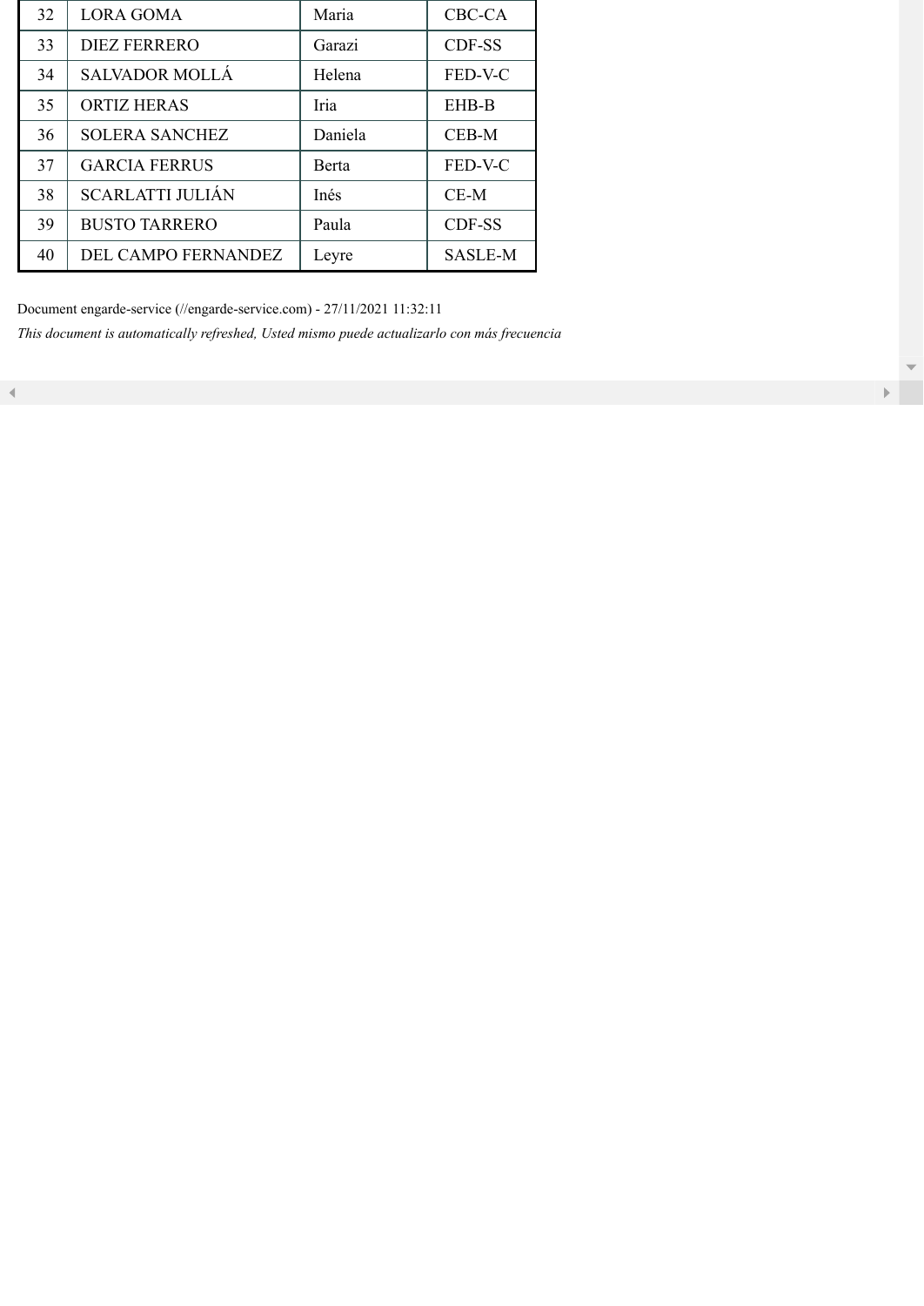| | | | |
|---|---|---|---|
| 32 | LORA GOMA | Maria | CBC-CA |
| 33 | DIEZ FERRERO | Garazi | CDF-SS |
| 34 | SALVADOR MOLLÁ | Helena | FED-V-C |
| 35 | ORTIZ HERAS | Iria | EHB-B |
| 36 | SOLERA SANCHEZ | Daniela | CEB-M |
| 37 | GARCIA FERRUS | Berta | FED-V-C |
| 38 | SCARLATTI JULIÁN | Inés | CE-M |
| 39 | BUSTO TARRERO | Paula | CDF-SS |
| 40 | DEL CAMPO FERNANDEZ | Leyre | SASLE-M |

Document engarde-service (//engarde-service.com) - 27/11/2021 11:32:11

*This document is automatically refreshed, Usted mismo puede actualizarlo con más frecuencia*